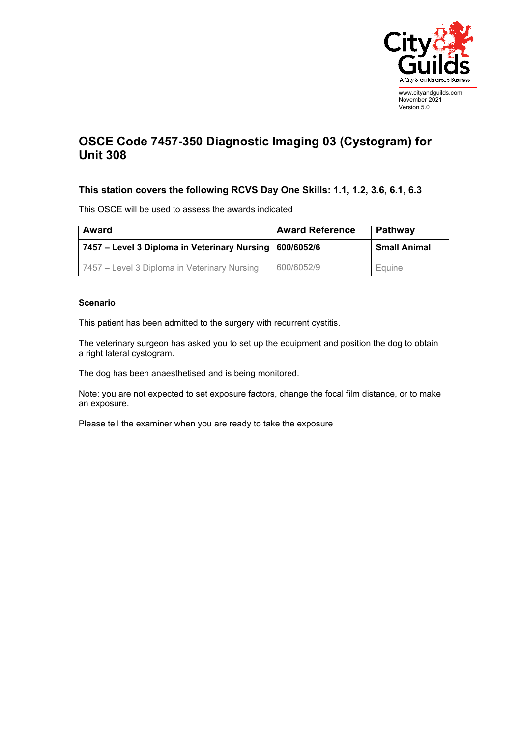www.cityandguilds.com
November 2021
Version 5.0

# OSCE Code 7457-350 Diagnostic Imaging 03 (Cystogram) for Unit 308

### This station covers the following RCVS Day One Skills: 1.1, 1.2, 3.6, 6.1, 6.3

This OSCE will be used to assess the awards indicated

| Award | Award Reference | Pathway |
|---|---|---|
| **7457 – Level 3 Diploma in Veterinary Nursing** | **600/6052/6** | **Small Animal** |
| 7457 – Level 3 Diploma in Veterinary Nursing | 600/6052/9 | Equine |

**Scenario**

This patient has been admitted to the surgery with recurrent cystitis.

The veterinary surgeon has asked you to set up the equipment and position the dog to obtain a right lateral cystogram.

The dog has been anaesthetised and is being monitored.

Note: you are not expected to set exposure factors, change the focal film distance, or to make an exposure.

Please tell the examiner when you are ready to take the exposure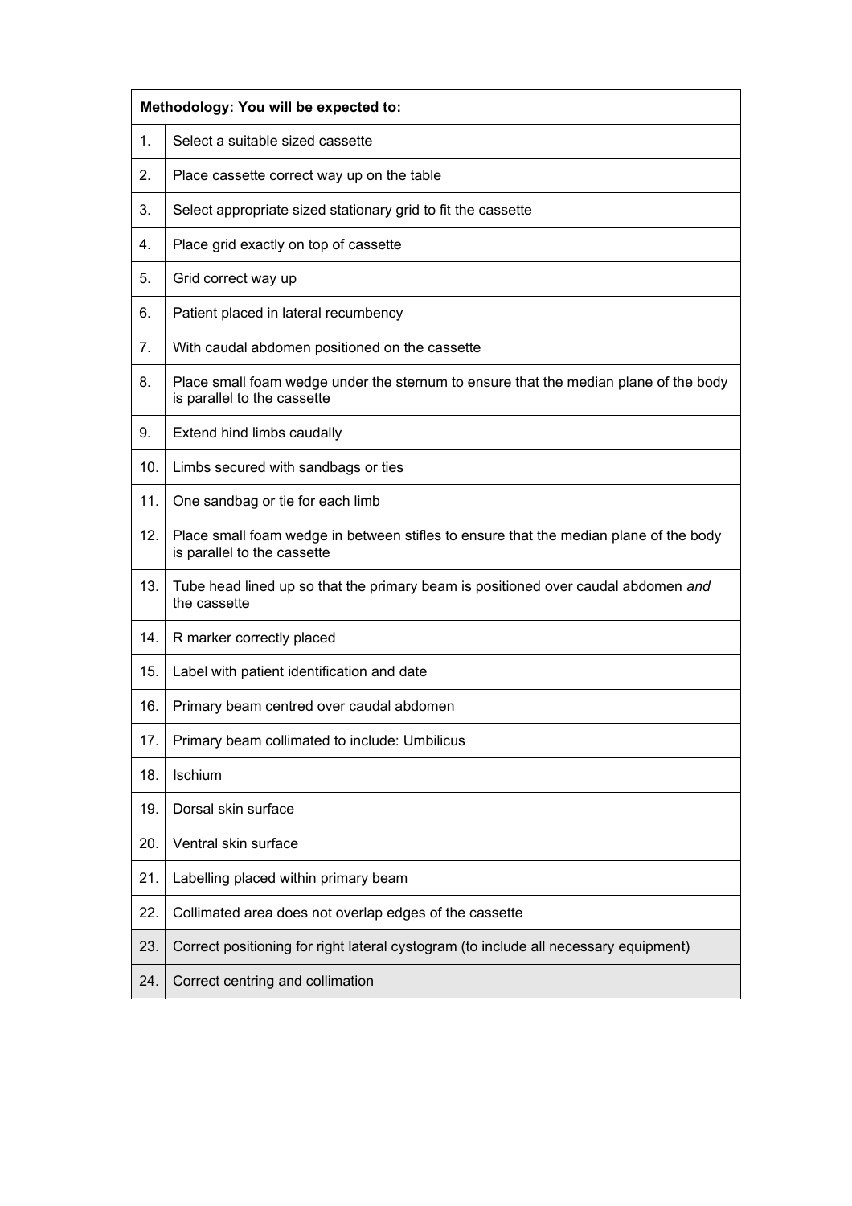| Methodology: You will be expected to: | |
|---|---|
| 1. | Select a suitable sized cassette |
| 2. | Place cassette correct way up on the table |
| 3. | Select appropriate sized stationary grid to fit the cassette |
| 4. | Place grid exactly on top of cassette |
| 5. | Grid correct way up |
| 6. | Patient placed in lateral recumbency |
| 7. | With caudal abdomen positioned on the cassette |
| 8. | Place small foam wedge under the sternum to ensure that the median plane of the body is parallel to the cassette |
| 9. | Extend hind limbs caudally |
| 10. | Limbs secured with sandbags or ties |
| 11. | One sandbag or tie for each limb |
| 12. | Place small foam wedge in between stifles to ensure that the median plane of the body is parallel to the cassette |
| 13. | Tube head lined up so that the primary beam is positioned over caudal abdomen *and* the cassette |
| 14. | R marker correctly placed |
| 15. | Label with patient identification and date |
| 16. | Primary beam centred over caudal abdomen |
| 17. | Primary beam collimated to include: Umbilicus |
| 18. | Ischium |
| 19. | Dorsal skin surface |
| 20. | Ventral skin surface |
| 21. | Labelling placed within primary beam |
| 22. | Collimated area does not overlap edges of the cassette |
| 23. | Correct positioning for right lateral cystogram (to include all necessary equipment) |
| 24. | Correct centring and collimation |